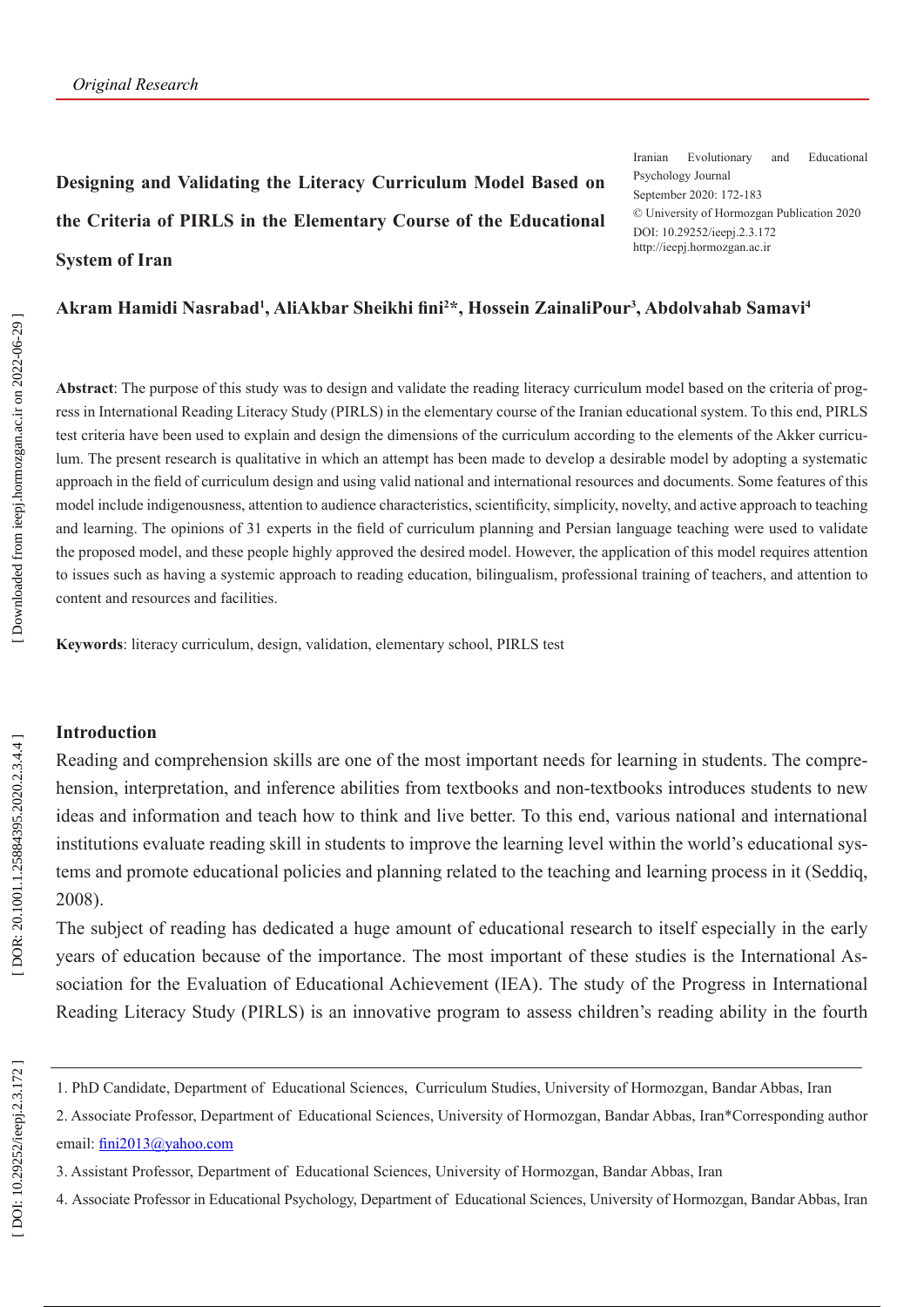*Original Research*

Iranian Evolutionary and Educational Psychology Journal
September 2020: 172-183
© University of Hormozgan Publication 2020
DOI: 10.29252/ieepj.2.3.172
http://ieepj.hormozgan.ac.ir

# Designing and Validating the Literacy Curriculum Model Based on the Criteria of PIRLS in the Elementary Course of the Educational System of Iran

**Akram Hamidi Nasrabad[1], AliAkbar Sheikhi fini[2]*, Hossein ZainaliPour[3], Abdolvahab Samavi[4]**

**Abstract**: The purpose of this study was to design and validate the reading literacy curriculum model based on the criteria of progress in International Reading Literacy Study (PIRLS) in the elementary course of the Iranian educational system. To this end, PIRLS test criteria have been used to explain and design the dimensions of the curriculum according to the elements of the Akker curriculum. The present research is qualitative in which an attempt has been made to develop a desirable model by adopting a systematic approach in the field of curriculum design and using valid national and international resources and documents. Some features of this model include indigenousness, attention to audience characteristics, scientificity, simplicity, novelty, and active approach to teaching and learning. The opinions of 31 experts in the field of curriculum planning and Persian language teaching were used to validate the proposed model, and these people highly approved the desired model. However, the application of this model requires attention to issues such as having a systemic approach to reading education, bilingualism, professional training of teachers, and attention to content and resources and facilities.

**Keywords**: literacy curriculum, design, validation, elementary school, PIRLS test

## Introduction

Reading and comprehension skills are one of the most important needs for learning in students. The comprehension, interpretation, and inference abilities from textbooks and non-textbooks introduces students to new ideas and information and teach how to think and live better. To this end, various national and international institutions evaluate reading skill in students to improve the learning level within the world's educational systems and promote educational policies and planning related to the teaching and learning process in it (Seddiq, 2008).

The subject of reading has dedicated a huge amount of educational research to itself especially in the early years of education because of the importance. The most important of these studies is the International Association for the Evaluation of Educational Achievement (IEA). The study of the Progress in International Reading Literacy Study (PIRLS) is an innovative program to assess children's reading ability in the fourth

---

1. PhD Candidate, Department of Educational Sciences, Curriculum Studies, University of Hormozgan, Bandar Abbas, Iran

2. Associate Professor, Department of Educational Sciences, University of Hormozgan, Bandar Abbas, Iran*Corresponding author email: fini2013@yahoo.com

3. Assistant Professor, Department of Educational Sciences, University of Hormozgan, Bandar Abbas, Iran

4. Associate Professor in Educational Psychology, Department of Educational Sciences, University of Hormozgan, Bandar Abbas, Iran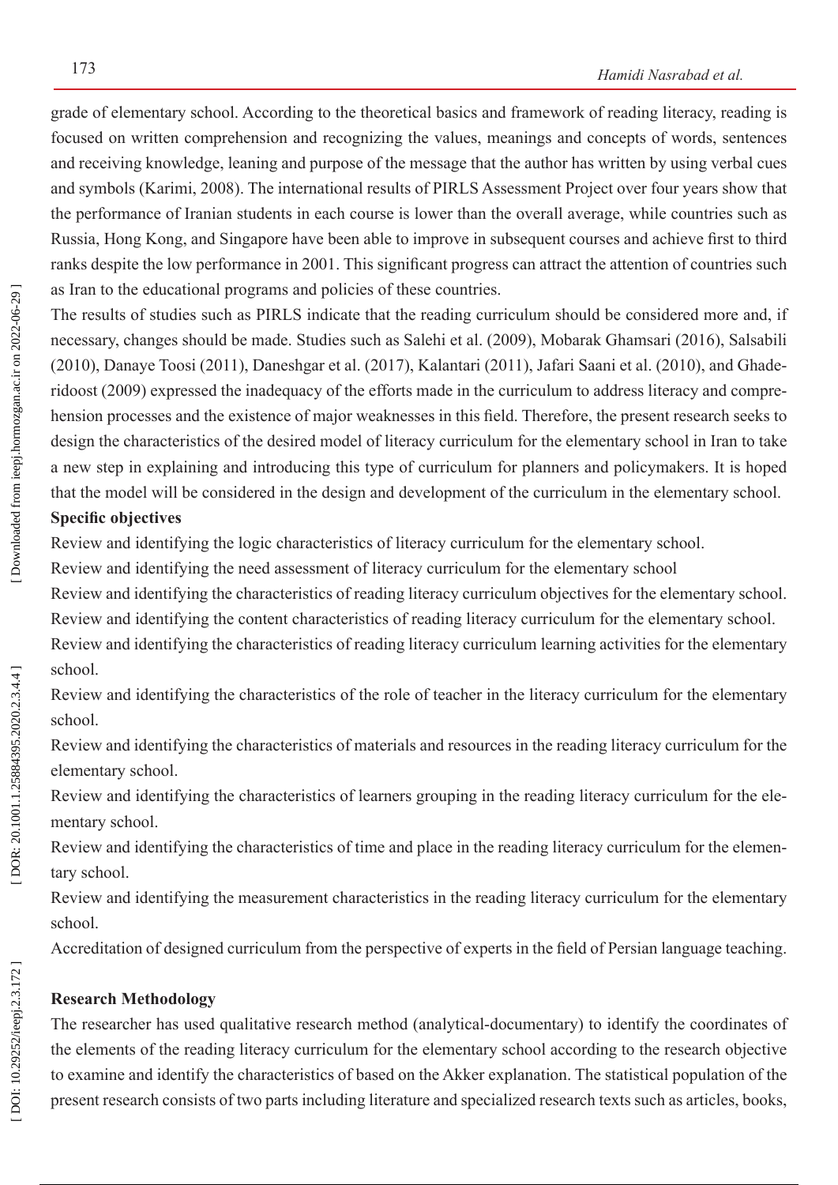grade of elementary school. According to the theoretical basics and framework of reading literacy, reading is focused on written comprehension and recognizing the values, meanings and concepts of words, sentences and receiving knowledge, leaning and purpose of the message that the author has written by using verbal cues and symbols (Karimi, 2008). The international results of PIRLS Assessment Project over four years show that the performance of Iranian students in each course is lower than the overall average, while countries such as Russia, Hong Kong, and Singapore have been able to improve in subsequent courses and achieve first to third ranks despite the low performance in 2001. This significant progress can attract the attention of countries such as Iran to the educational programs and policies of these countries.

The results of studies such as PIRLS indicate that the reading curriculum should be considered more and, if necessary, changes should be made. Studies such as Salehi et al. (2009), Mobarak Ghamsari (2016), Salsabili (2010), Danaye Toosi (2011), Daneshgar et al. (2017), Kalantari (2011), Jafari Saani et al. (2010), and Ghaderidoost (2009) expressed the inadequacy of the efforts made in the curriculum to address literacy and comprehension processes and the existence of major weaknesses in this field. Therefore, the present research seeks to design the characteristics of the desired model of literacy curriculum for the elementary school in Iran to take a new step in explaining and introducing this type of curriculum for planners and policymakers. It is hoped that the model will be considered in the design and development of the curriculum in the elementary school.

**Specific objectives**

Review and identifying the logic characteristics of literacy curriculum for the elementary school.

Review and identifying the need assessment of literacy curriculum for the elementary school

Review and identifying the characteristics of reading literacy curriculum objectives for the elementary school.

Review and identifying the content characteristics of reading literacy curriculum for the elementary school.

Review and identifying the characteristics of reading literacy curriculum learning activities for the elementary school.

Review and identifying the characteristics of the role of teacher in the literacy curriculum for the elementary school.

Review and identifying the characteristics of materials and resources in the reading literacy curriculum for the elementary school.

Review and identifying the characteristics of learners grouping in the reading literacy curriculum for the elementary school.

Review and identifying the characteristics of time and place in the reading literacy curriculum for the elementary school.

Review and identifying the measurement characteristics in the reading literacy curriculum for the elementary school.

Accreditation of designed curriculum from the perspective of experts in the field of Persian language teaching.

**Research Methodology**

The researcher has used qualitative research method (analytical-documentary) to identify the coordinates of the elements of the reading literacy curriculum for the elementary school according to the research objective to examine and identify the characteristics of based on the Akker explanation. The statistical population of the present research consists of two parts including literature and specialized research texts such as articles, books,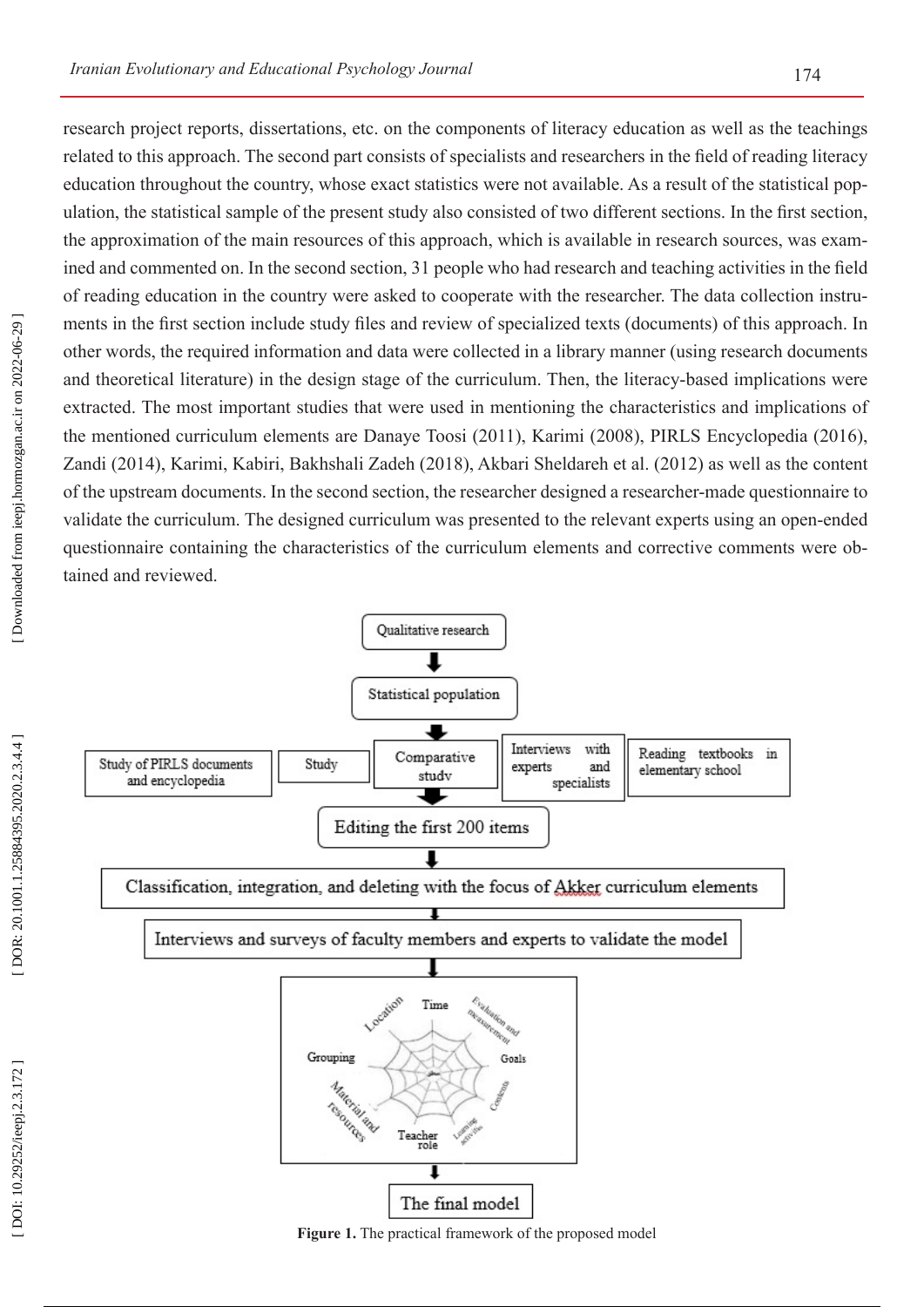research project reports, dissertations, etc. on the components of literacy education as well as the teachings related to this approach. The second part consists of specialists and researchers in the field of reading literacy education throughout the country, whose exact statistics were not available. As a result of the statistical population, the statistical sample of the present study also consisted of two different sections. In the first section, the approximation of the main resources of this approach, which is available in research sources, was examined and commented on. In the second section, 31 people who had research and teaching activities in the field of reading education in the country were asked to cooperate with the researcher. The data collection instruments in the first section include study files and review of specialized texts (documents) of this approach. In other words, the required information and data were collected in a library manner (using research documents and theoretical literature) in the design stage of the curriculum. Then, the literacy-based implications were extracted. The most important studies that were used in mentioning the characteristics and implications of the mentioned curriculum elements are Danaye Toosi (2011), Karimi (2008), PIRLS Encyclopedia (2016), Zandi (2014), Karimi, Kabiri, Bakhshali Zadeh (2018), Akbari Sheldareh et al. (2012) as well as the content of the upstream documents. In the second section, the researcher designed a researcher-made questionnaire to validate the curriculum. The designed curriculum was presented to the relevant experts using an open-ended questionnaire containing the characteristics of the curriculum elements and corrective comments were obtained and reviewed.

Qualitative research → Statistical population → Comparative study (Study of PIRLS documents and encyclopedia; Study; Interviews with experts and specialists; Reading textbooks in elementary school) → Editing the first 200 items → Classification, integration, and deleting with the focus of Akker curriculum elements → Interviews and surveys of faculty members and experts to validate the model → (Time, Evaluation and measurement, Goals, Contents, Learning activities, Teacher role, Material and resources, Grouping, Location) → The final model

**Figure 1.** The practical framework of the proposed model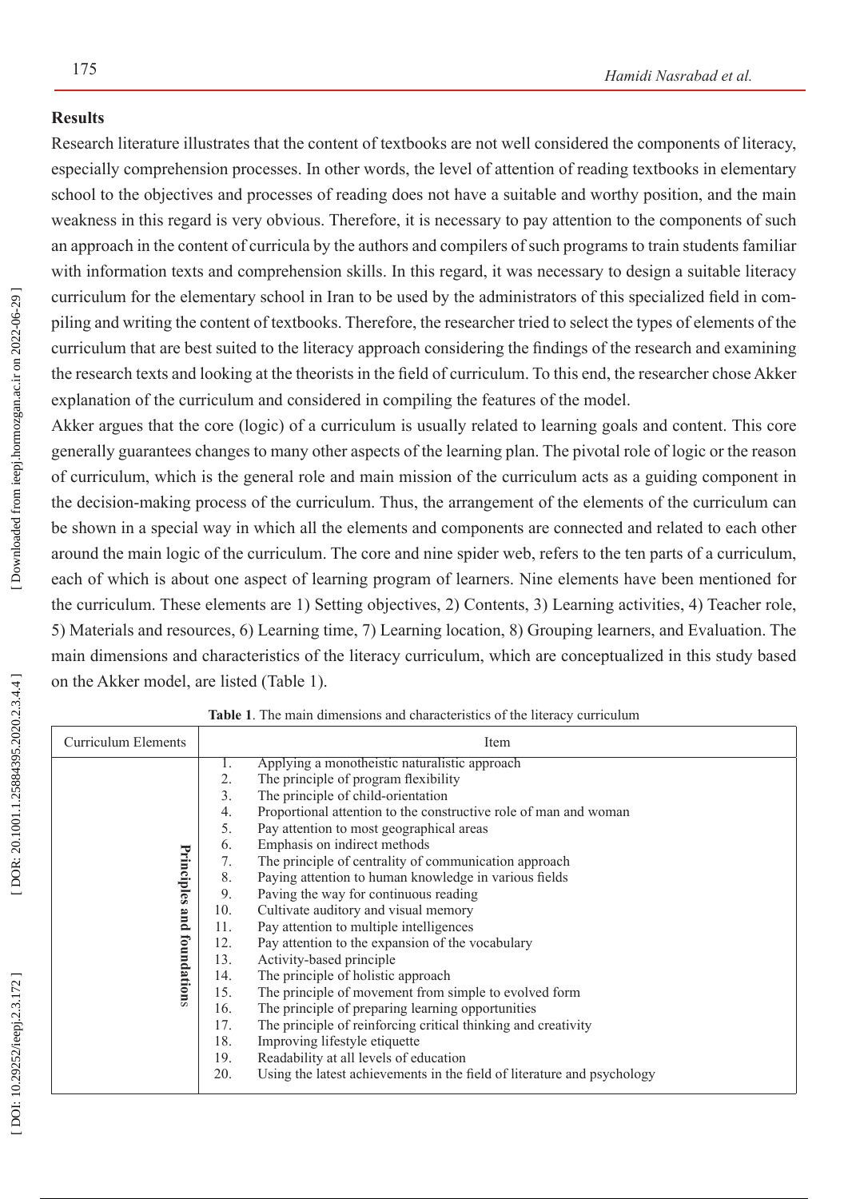## Results

Research literature illustrates that the content of textbooks are not well considered the components of literacy, especially comprehension processes. In other words, the level of attention of reading textbooks in elementary school to the objectives and processes of reading does not have a suitable and worthy position, and the main weakness in this regard is very obvious. Therefore, it is necessary to pay attention to the components of such an approach in the content of curricula by the authors and compilers of such programs to train students familiar with information texts and comprehension skills. In this regard, it was necessary to design a suitable literacy curriculum for the elementary school in Iran to be used by the administrators of this specialized field in compiling and writing the content of textbooks. Therefore, the researcher tried to select the types of elements of the curriculum that are best suited to the literacy approach considering the findings of the research and examining the research texts and looking at the theorists in the field of curriculum. To this end, the researcher chose Akker explanation of the curriculum and considered in compiling the features of the model.

Akker argues that the core (logic) of a curriculum is usually related to learning goals and content. This core generally guarantees changes to many other aspects of the learning plan. The pivotal role of logic or the reason of curriculum, which is the general role and main mission of the curriculum acts as a guiding component in the decision-making process of the curriculum. Thus, the arrangement of the elements of the curriculum can be shown in a special way in which all the elements and components are connected and related to each other around the main logic of the curriculum. The core and nine spider web, refers to the ten parts of a curriculum, each of which is about one aspect of learning program of learners. Nine elements have been mentioned for the curriculum. These elements are 1) Setting objectives, 2) Contents, 3) Learning activities, 4) Teacher role, 5) Materials and resources, 6) Learning time, 7) Learning location, 8) Grouping learners, and Evaluation. The main dimensions and characteristics of the literacy curriculum, which are conceptualized in this study based on the Akker model, are listed (Table 1).

**Table 1**. The main dimensions and characteristics of the literacy curriculum

| Curriculum Elements | Item |
|---|---|
| **Principles and foundations** | 1. Applying a monotheistic naturalistic approach<br>2. The principle of program flexibility<br>3. The principle of child-orientation<br>4. Proportional attention to the constructive role of man and woman<br>5. Pay attention to most geographical areas<br>6. Emphasis on indirect methods<br>7. The principle of centrality of communication approach<br>8. Paying attention to human knowledge in various fields<br>9. Paving the way for continuous reading<br>10. Cultivate auditory and visual memory<br>11. Pay attention to multiple intelligences<br>12. Pay attention to the expansion of the vocabulary<br>13. Activity-based principle<br>14. The principle of holistic approach<br>15. The principle of movement from simple to evolved form<br>16. The principle of preparing learning opportunities<br>17. The principle of reinforcing critical thinking and creativity<br>18. Improving lifestyle etiquette<br>19. Readability at all levels of education<br>20. Using the latest achievements in the field of literature and psychology |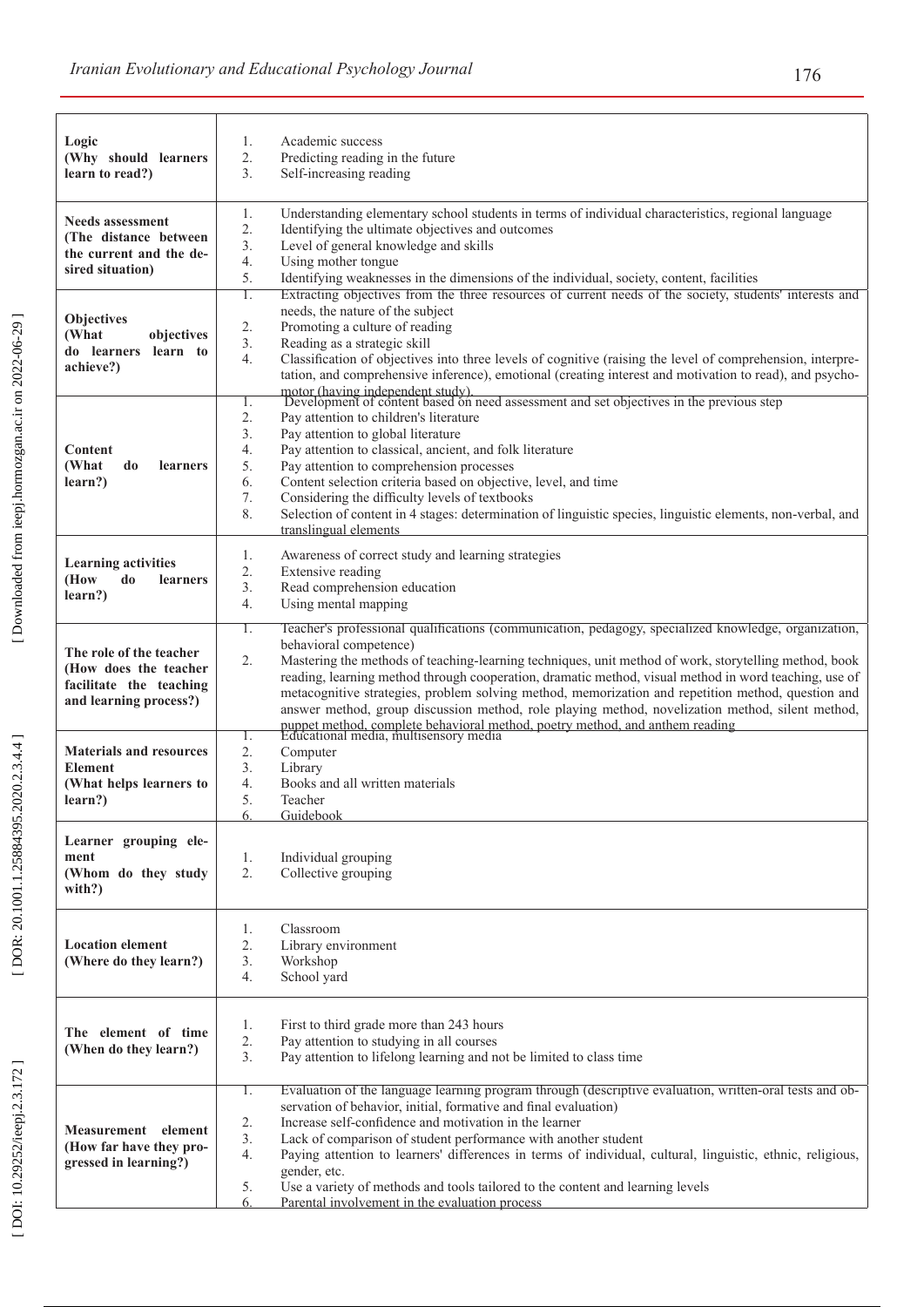| | |
|---|---|
| **Logic (Why should learners learn to read?)** | 1. Academic success<br>2. Predicting reading in the future<br>3. Self-increasing reading |
| **Needs assessment (The distance between the current and the desired situation)** | 1. Understanding elementary school students in terms of individual characteristics, regional language<br>2. Identifying the ultimate objectives and outcomes<br>3. Level of general knowledge and skills<br>4. Using mother tongue<br>5. Identifying weaknesses in the dimensions of the individual, society, content, facilities |
| **Objectives (What objectives do learners learn to achieve?)** | 1. Extracting objectives from the three resources of current needs of the society, students' interests and needs, the nature of the subject<br>2. Promoting a culture of reading<br>3. Reading as a strategic skill<br>4. Classification of objectives into three levels of cognitive (raising the level of comprehension, interpretation, and comprehensive inference), emotional (creating interest and motivation to read), and psychomotor (having independent study). |
| **Content (What do learners learn?)** | 1. Development of content based on need assessment and set objectives in the previous step<br>2. Pay attention to children's literature<br>3. Pay attention to global literature<br>4. Pay attention to classical, ancient, and folk literature<br>5. Pay attention to comprehension processes<br>6. Content selection criteria based on objective, level, and time<br>7. Considering the difficulty levels of textbooks<br>8. Selection of content in 4 stages: determination of linguistic species, linguistic elements, non-verbal, and translingual elements |
| **Learning activities (How do learners learn?)** | 1. Awareness of correct study and learning strategies<br>2. Extensive reading<br>3. Read comprehension education<br>4. Using mental mapping |
| **The role of the teacher (How does the teacher facilitate the teaching and learning process?)** | 1. Teacher's professional qualifications (communication, pedagogy, specialized knowledge, organization, behavioral competence)<br>2. Mastering the methods of teaching-learning techniques, unit method of work, storytelling method, book reading, learning method through cooperation, dramatic method, visual method in word teaching, use of metacognitive strategies, problem solving method, memorization and repetition method, question and answer method, group discussion method, role playing method, novelization method, silent method, puppet method, complete behavioral method, poetry method, and anthem reading |
| **Materials and resources Element (What helps learners to learn?)** | 1. Educational media, multisensory media<br>2. Computer<br>3. Library<br>4. Books and all written materials<br>5. Teacher<br>6. Guidebook |
| **Learner grouping element (Whom do they study with?)** | 1. Individual grouping<br>2. Collective grouping |
| **Location element (Where do they learn?)** | 1. Classroom<br>2. Library environment<br>3. Workshop<br>4. School yard |
| **The element of time (When do they learn?)** | 1. First to third grade more than 243 hours<br>2. Pay attention to studying in all courses<br>3. Pay attention to lifelong learning and not be limited to class time |
| **Measurement element (How far have they progressed in learning?)** | 1. Evaluation of the language learning program through (descriptive evaluation, written-oral tests and observation of behavior, initial, formative and final evaluation)<br>2. Increase self-confidence and motivation in the learner<br>3. Lack of comparison of student performance with another student<br>4. Paying attention to learners' differences in terms of individual, cultural, linguistic, ethnic, religious, gender, etc.<br>5. Use a variety of methods and tools tailored to the content and learning levels<br>6. Parental involvement in the evaluation process |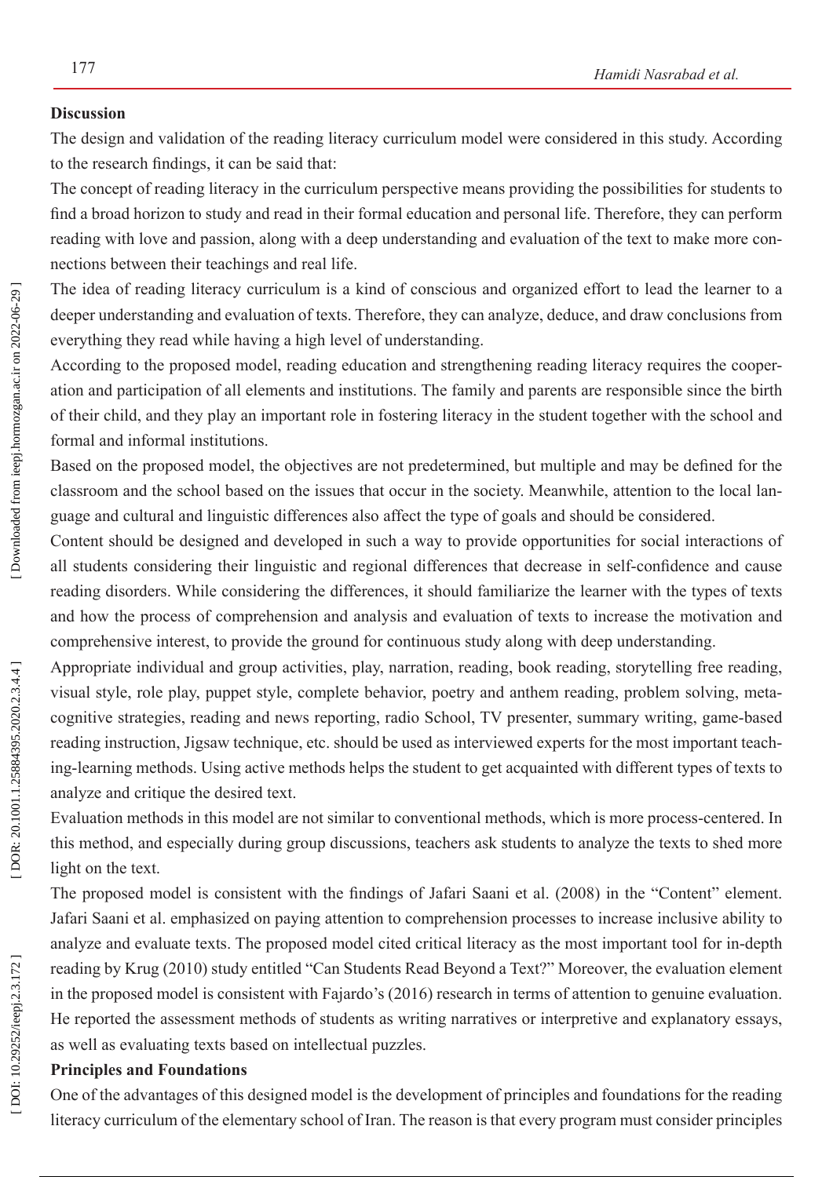**Discussion**

The design and validation of the reading literacy curriculum model were considered in this study. According to the research findings, it can be said that:

The concept of reading literacy in the curriculum perspective means providing the possibilities for students to find a broad horizon to study and read in their formal education and personal life. Therefore, they can perform reading with love and passion, along with a deep understanding and evaluation of the text to make more connections between their teachings and real life.

The idea of reading literacy curriculum is a kind of conscious and organized effort to lead the learner to a deeper understanding and evaluation of texts. Therefore, they can analyze, deduce, and draw conclusions from everything they read while having a high level of understanding.

According to the proposed model, reading education and strengthening reading literacy requires the cooperation and participation of all elements and institutions. The family and parents are responsible since the birth of their child, and they play an important role in fostering literacy in the student together with the school and formal and informal institutions.

Based on the proposed model, the objectives are not predetermined, but multiple and may be defined for the classroom and the school based on the issues that occur in the society. Meanwhile, attention to the local language and cultural and linguistic differences also affect the type of goals and should be considered.

Content should be designed and developed in such a way to provide opportunities for social interactions of all students considering their linguistic and regional differences that decrease in self-confidence and cause reading disorders. While considering the differences, it should familiarize the learner with the types of texts and how the process of comprehension and analysis and evaluation of texts to increase the motivation and comprehensive interest, to provide the ground for continuous study along with deep understanding.

Appropriate individual and group activities, play, narration, reading, book reading, storytelling free reading, visual style, role play, puppet style, complete behavior, poetry and anthem reading, problem solving, metacognitive strategies, reading and news reporting, radio School, TV presenter, summary writing, game-based reading instruction, Jigsaw technique, etc. should be used as interviewed experts for the most important teaching-learning methods. Using active methods helps the student to get acquainted with different types of texts to analyze and critique the desired text.

Evaluation methods in this model are not similar to conventional methods, which is more process-centered. In this method, and especially during group discussions, teachers ask students to analyze the texts to shed more light on the text.

The proposed model is consistent with the findings of Jafari Saani et al. (2008) in the "Content" element. Jafari Saani et al. emphasized on paying attention to comprehension processes to increase inclusive ability to analyze and evaluate texts. The proposed model cited critical literacy as the most important tool for in-depth reading by Krug (2010) study entitled "Can Students Read Beyond a Text?" Moreover, the evaluation element in the proposed model is consistent with Fajardo's (2016) research in terms of attention to genuine evaluation. He reported the assessment methods of students as writing narratives or interpretive and explanatory essays, as well as evaluating texts based on intellectual puzzles.

**Principles and Foundations**

One of the advantages of this designed model is the development of principles and foundations for the reading literacy curriculum of the elementary school of Iran. The reason is that every program must consider principles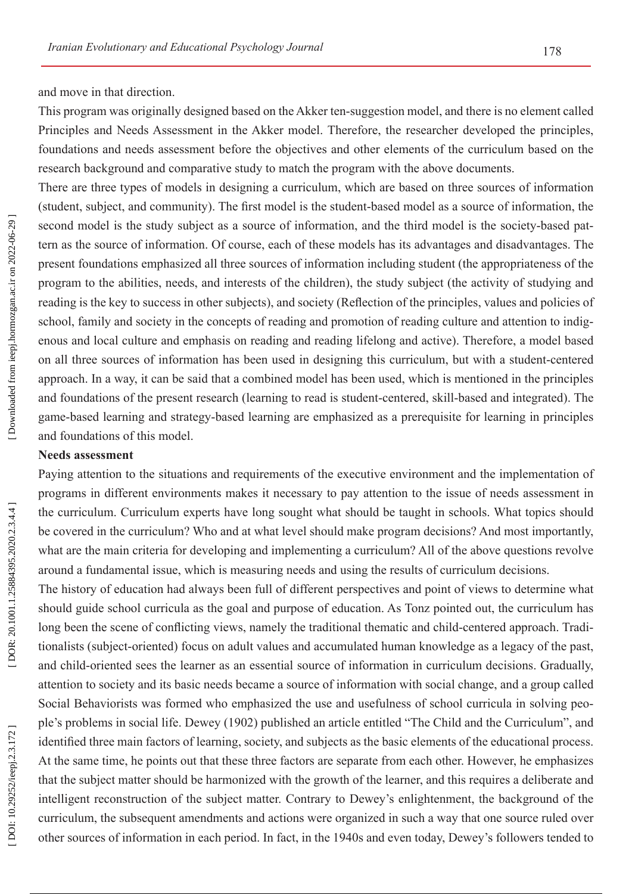and move in that direction.

This program was originally designed based on the Akker ten-suggestion model, and there is no element called Principles and Needs Assessment in the Akker model. Therefore, the researcher developed the principles, foundations and needs assessment before the objectives and other elements of the curriculum based on the research background and comparative study to match the program with the above documents.

There are three types of models in designing a curriculum, which are based on three sources of information (student, subject, and community). The first model is the student-based model as a source of information, the second model is the study subject as a source of information, and the third model is the society-based pattern as the source of information. Of course, each of these models has its advantages and disadvantages. The present foundations emphasized all three sources of information including student (the appropriateness of the program to the abilities, needs, and interests of the children), the study subject (the activity of studying and reading is the key to success in other subjects), and society (Reflection of the principles, values and policies of school, family and society in the concepts of reading and promotion of reading culture and attention to indigenous and local culture and emphasis on reading and reading lifelong and active). Therefore, a model based on all three sources of information has been used in designing this curriculum, but with a student-centered approach. In a way, it can be said that a combined model has been used, which is mentioned in the principles and foundations of the present research (learning to read is student-centered, skill-based and integrated). The game-based learning and strategy-based learning are emphasized as a prerequisite for learning in principles and foundations of this model.

**Needs assessment**

Paying attention to the situations and requirements of the executive environment and the implementation of programs in different environments makes it necessary to pay attention to the issue of needs assessment in the curriculum. Curriculum experts have long sought what should be taught in schools. What topics should be covered in the curriculum? Who and at what level should make program decisions? And most importantly, what are the main criteria for developing and implementing a curriculum? All of the above questions revolve around a fundamental issue, which is measuring needs and using the results of curriculum decisions.

The history of education had always been full of different perspectives and point of views to determine what should guide school curricula as the goal and purpose of education. As Tonz pointed out, the curriculum has long been the scene of conflicting views, namely the traditional thematic and child-centered approach. Traditionalists (subject-oriented) focus on adult values and accumulated human knowledge as a legacy of the past, and child-oriented sees the learner as an essential source of information in curriculum decisions. Gradually, attention to society and its basic needs became a source of information with social change, and a group called Social Behaviorists was formed who emphasized the use and usefulness of school curricula in solving people's problems in social life. Dewey (1902) published an article entitled "The Child and the Curriculum", and identified three main factors of learning, society, and subjects as the basic elements of the educational process. At the same time, he points out that these three factors are separate from each other. However, he emphasizes that the subject matter should be harmonized with the growth of the learner, and this requires a deliberate and intelligent reconstruction of the subject matter. Contrary to Dewey's enlightenment, the background of the curriculum, the subsequent amendments and actions were organized in such a way that one source ruled over other sources of information in each period. In fact, in the 1940s and even today, Dewey's followers tended to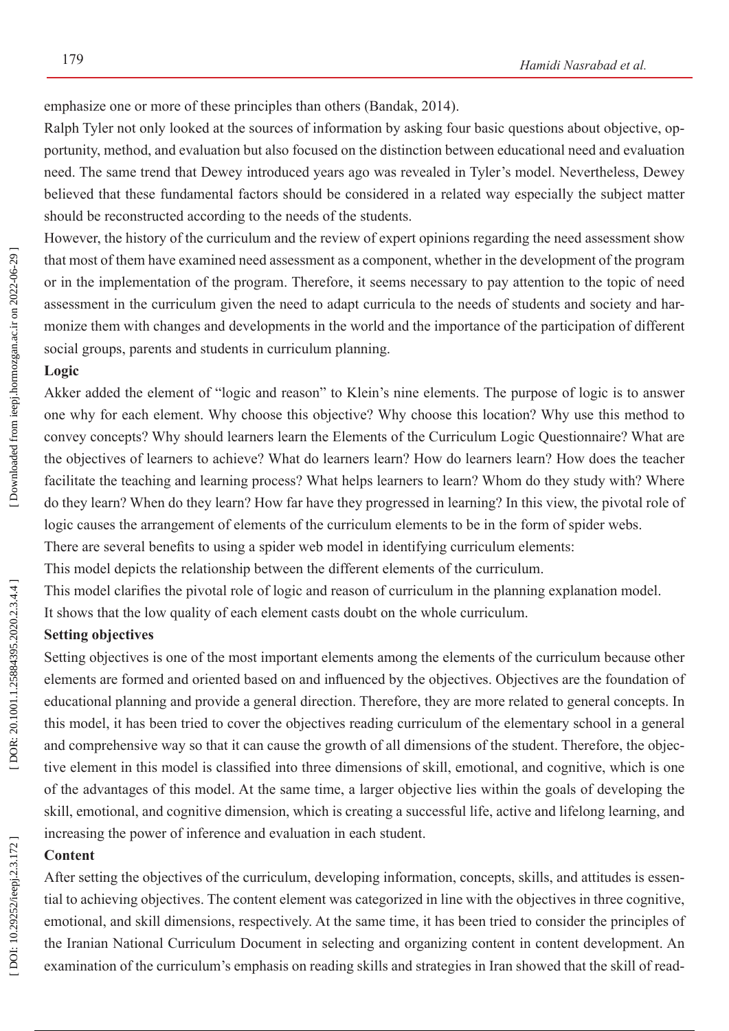emphasize one or more of these principles than others (Bandak, 2014).

Ralph Tyler not only looked at the sources of information by asking four basic questions about objective, opportunity, method, and evaluation but also focused on the distinction between educational need and evaluation need. The same trend that Dewey introduced years ago was revealed in Tyler's model. Nevertheless, Dewey believed that these fundamental factors should be considered in a related way especially the subject matter should be reconstructed according to the needs of the students.

However, the history of the curriculum and the review of expert opinions regarding the need assessment show that most of them have examined need assessment as a component, whether in the development of the program or in the implementation of the program. Therefore, it seems necessary to pay attention to the topic of need assessment in the curriculum given the need to adapt curricula to the needs of students and society and harmonize them with changes and developments in the world and the importance of the participation of different social groups, parents and students in curriculum planning.

**Logic**

Akker added the element of "logic and reason" to Klein's nine elements. The purpose of logic is to answer one why for each element. Why choose this objective? Why choose this location? Why use this method to convey concepts? Why should learners learn the Elements of the Curriculum Logic Questionnaire? What are the objectives of learners to achieve? What do learners learn? How do learners learn? How does the teacher facilitate the teaching and learning process? What helps learners to learn? Whom do they study with? Where do they learn? When do they learn? How far have they progressed in learning? In this view, the pivotal role of logic causes the arrangement of elements of the curriculum elements to be in the form of spider webs.

There are several benefits to using a spider web model in identifying curriculum elements:

This model depicts the relationship between the different elements of the curriculum.

This model clarifies the pivotal role of logic and reason of curriculum in the planning explanation model.

It shows that the low quality of each element casts doubt on the whole curriculum.

**Setting objectives**

Setting objectives is one of the most important elements among the elements of the curriculum because other elements are formed and oriented based on and influenced by the objectives. Objectives are the foundation of educational planning and provide a general direction. Therefore, they are more related to general concepts. In this model, it has been tried to cover the objectives reading curriculum of the elementary school in a general and comprehensive way so that it can cause the growth of all dimensions of the student. Therefore, the objective element in this model is classified into three dimensions of skill, emotional, and cognitive, which is one of the advantages of this model. At the same time, a larger objective lies within the goals of developing the skill, emotional, and cognitive dimension, which is creating a successful life, active and lifelong learning, and increasing the power of inference and evaluation in each student.

**Content**

After setting the objectives of the curriculum, developing information, concepts, skills, and attitudes is essential to achieving objectives. The content element was categorized in line with the objectives in three cognitive, emotional, and skill dimensions, respectively. At the same time, it has been tried to consider the principles of the Iranian National Curriculum Document in selecting and organizing content in content development. An examination of the curriculum's emphasis on reading skills and strategies in Iran showed that the skill of read-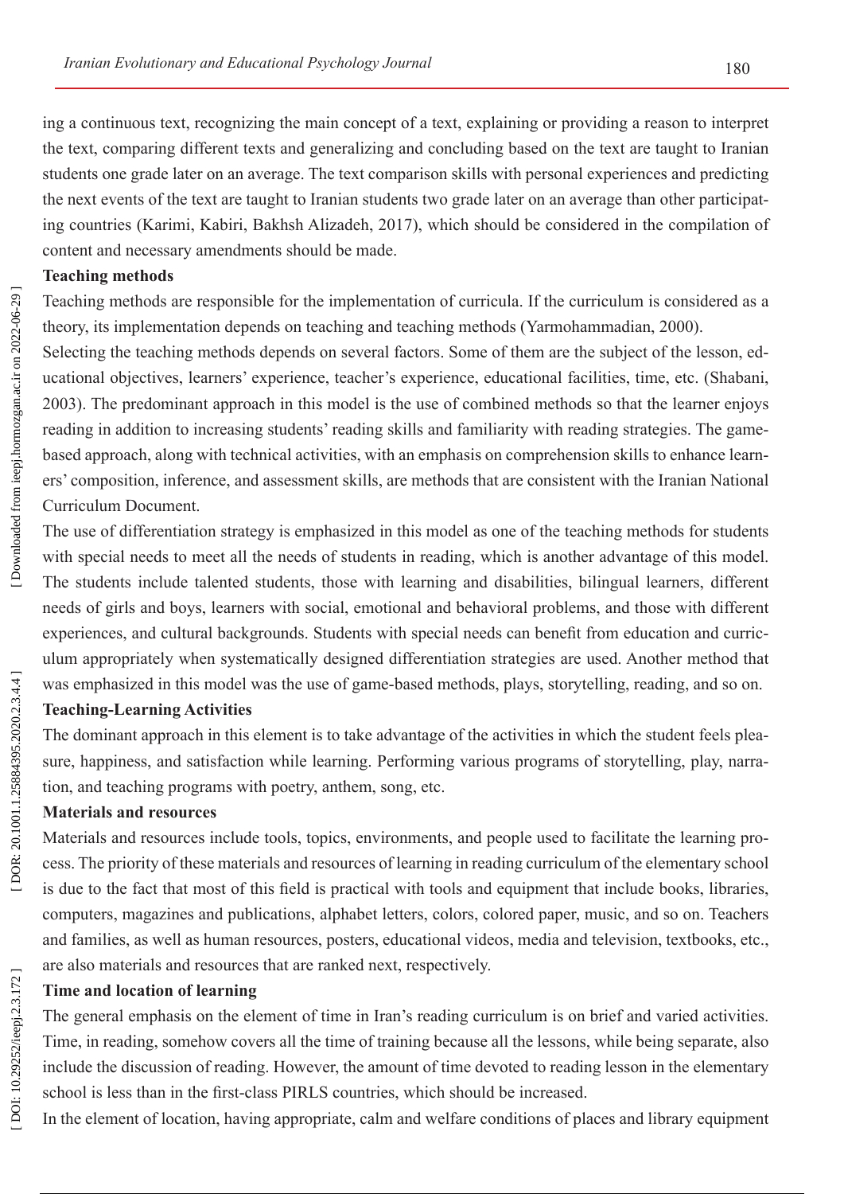ing a continuous text, recognizing the main concept of a text, explaining or providing a reason to interpret the text, comparing different texts and generalizing and concluding based on the text are taught to Iranian students one grade later on an average. The text comparison skills with personal experiences and predicting the next events of the text are taught to Iranian students two grade later on an average than other participating countries (Karimi, Kabiri, Bakhsh Alizadeh, 2017), which should be considered in the compilation of content and necessary amendments should be made.

**Teaching methods**

Teaching methods are responsible for the implementation of curricula. If the curriculum is considered as a theory, its implementation depends on teaching and teaching methods (Yarmohammadian, 2000).

Selecting the teaching methods depends on several factors. Some of them are the subject of the lesson, educational objectives, learners' experience, teacher's experience, educational facilities, time, etc. (Shabani, 2003). The predominant approach in this model is the use of combined methods so that the learner enjoys reading in addition to increasing students' reading skills and familiarity with reading strategies. The game-based approach, along with technical activities, with an emphasis on comprehension skills to enhance learners' composition, inference, and assessment skills, are methods that are consistent with the Iranian National Curriculum Document.

The use of differentiation strategy is emphasized in this model as one of the teaching methods for students with special needs to meet all the needs of students in reading, which is another advantage of this model. The students include talented students, those with learning and disabilities, bilingual learners, different needs of girls and boys, learners with social, emotional and behavioral problems, and those with different experiences, and cultural backgrounds. Students with special needs can benefit from education and curriculum appropriately when systematically designed differentiation strategies are used. Another method that was emphasized in this model was the use of game-based methods, plays, storytelling, reading, and so on.

**Teaching-Learning Activities**

The dominant approach in this element is to take advantage of the activities in which the student feels pleasure, happiness, and satisfaction while learning. Performing various programs of storytelling, play, narration, and teaching programs with poetry, anthem, song, etc.

**Materials and resources**

Materials and resources include tools, topics, environments, and people used to facilitate the learning process. The priority of these materials and resources of learning in reading curriculum of the elementary school is due to the fact that most of this field is practical with tools and equipment that include books, libraries, computers, magazines and publications, alphabet letters, colors, colored paper, music, and so on. Teachers and families, as well as human resources, posters, educational videos, media and television, textbooks, etc., are also materials and resources that are ranked next, respectively.

**Time and location of learning**

The general emphasis on the element of time in Iran's reading curriculum is on brief and varied activities. Time, in reading, somehow covers all the time of training because all the lessons, while being separate, also include the discussion of reading. However, the amount of time devoted to reading lesson in the elementary school is less than in the first-class PIRLS countries, which should be increased.

In the element of location, having appropriate, calm and welfare conditions of places and library equipment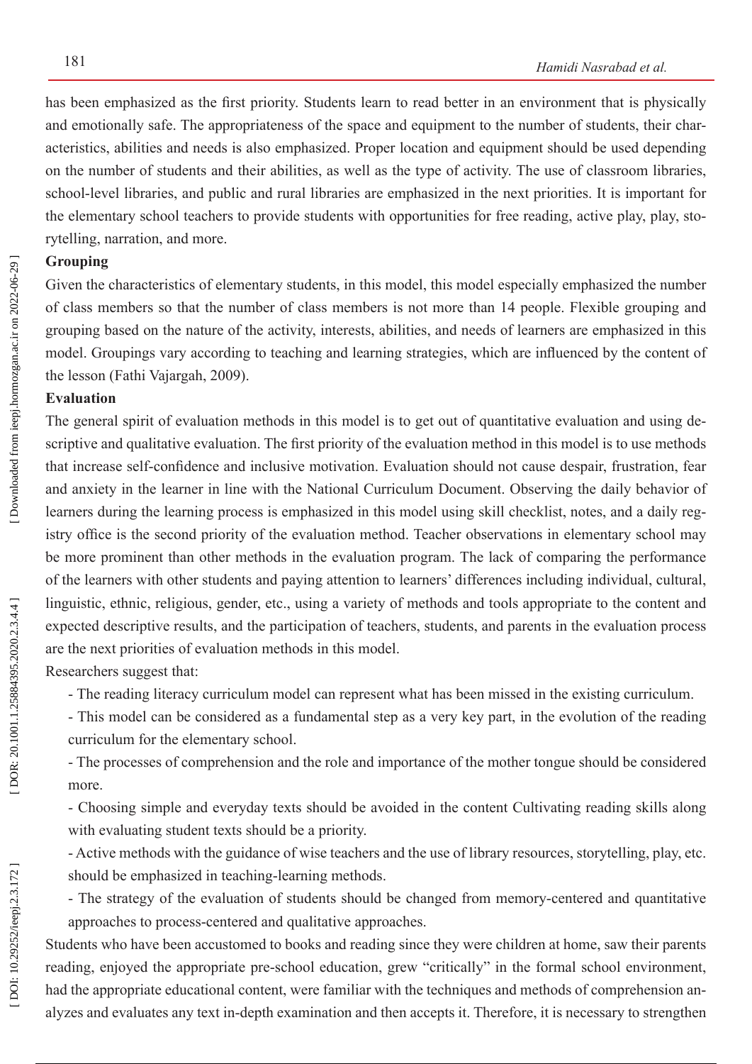has been emphasized as the first priority. Students learn to read better in an environment that is physically and emotionally safe. The appropriateness of the space and equipment to the number of students, their characteristics, abilities and needs is also emphasized. Proper location and equipment should be used depending on the number of students and their abilities, as well as the type of activity. The use of classroom libraries, school-level libraries, and public and rural libraries are emphasized in the next priorities. It is important for the elementary school teachers to provide students with opportunities for free reading, active play, play, storytelling, narration, and more.

**Grouping**

Given the characteristics of elementary students, in this model, this model especially emphasized the number of class members so that the number of class members is not more than 14 people. Flexible grouping and grouping based on the nature of the activity, interests, abilities, and needs of learners are emphasized in this model. Groupings vary according to teaching and learning strategies, which are influenced by the content of the lesson (Fathi Vajargah, 2009).

**Evaluation**

The general spirit of evaluation methods in this model is to get out of quantitative evaluation and using descriptive and qualitative evaluation. The first priority of the evaluation method in this model is to use methods that increase self-confidence and inclusive motivation. Evaluation should not cause despair, frustration, fear and anxiety in the learner in line with the National Curriculum Document. Observing the daily behavior of learners during the learning process is emphasized in this model using skill checklist, notes, and a daily registry office is the second priority of the evaluation method. Teacher observations in elementary school may be more prominent than other methods in the evaluation program. The lack of comparing the performance of the learners with other students and paying attention to learners' differences including individual, cultural, linguistic, ethnic, religious, gender, etc., using a variety of methods and tools appropriate to the content and expected descriptive results, and the participation of teachers, students, and parents in the evaluation process are the next priorities of evaluation methods in this model.

Researchers suggest that:

- The reading literacy curriculum model can represent what has been missed in the existing curriculum.
- This model can be considered as a fundamental step as a very key part, in the evolution of the reading curriculum for the elementary school.
- The processes of comprehension and the role and importance of the mother tongue should be considered more.
- Choosing simple and everyday texts should be avoided in the content Cultivating reading skills along with evaluating student texts should be a priority.
- Active methods with the guidance of wise teachers and the use of library resources, storytelling, play, etc. should be emphasized in teaching-learning methods.
- The strategy of the evaluation of students should be changed from memory-centered and quantitative approaches to process-centered and qualitative approaches.

Students who have been accustomed to books and reading since they were children at home, saw their parents reading, enjoyed the appropriate pre-school education, grew "critically" in the formal school environment, had the appropriate educational content, were familiar with the techniques and methods of comprehension analyzes and evaluates any text in-depth examination and then accepts it. Therefore, it is necessary to strengthen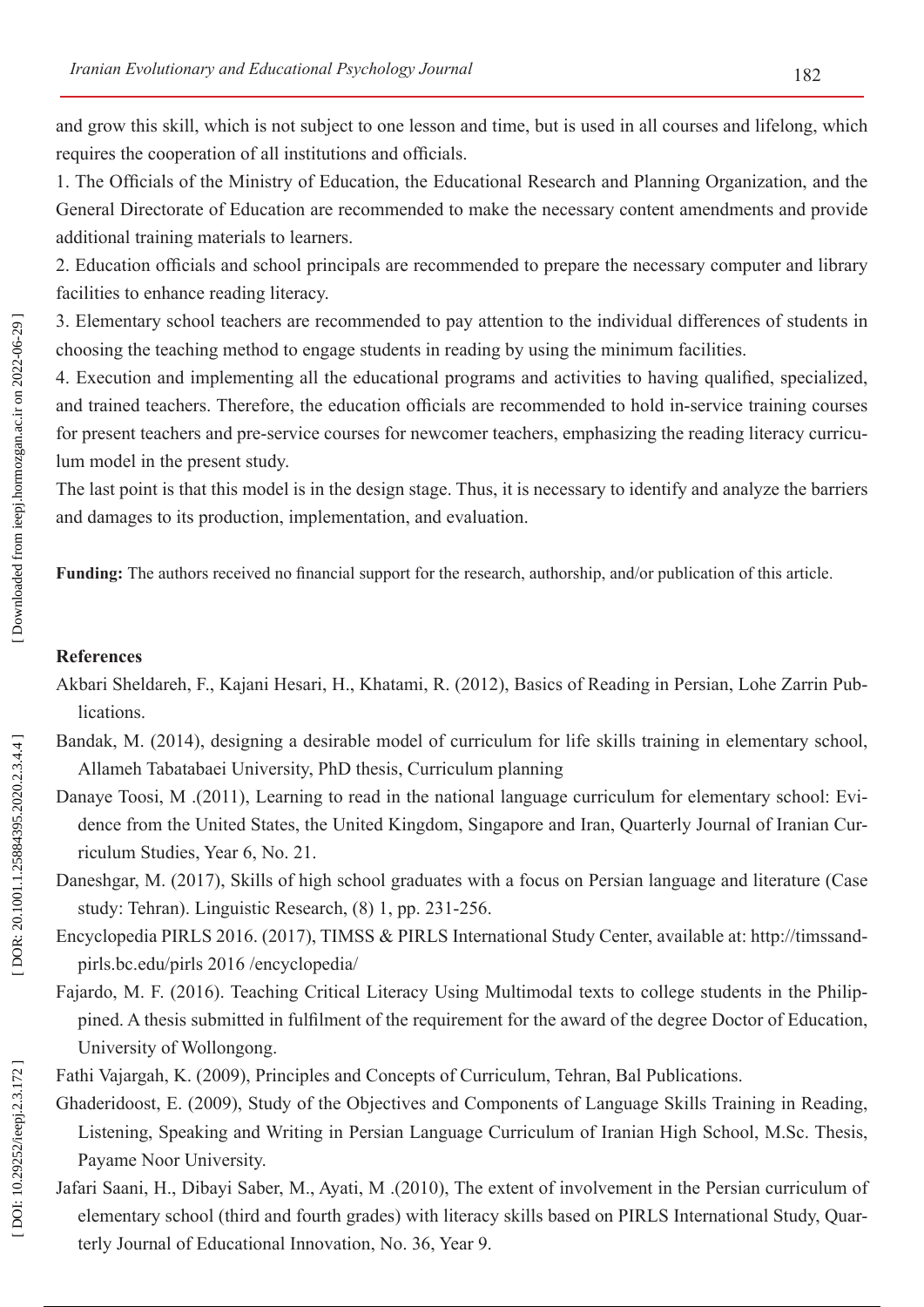and grow this skill, which is not subject to one lesson and time, but is used in all courses and lifelong, which requires the cooperation of all institutions and officials.

1. The Officials of the Ministry of Education, the Educational Research and Planning Organization, and the General Directorate of Education are recommended to make the necessary content amendments and provide additional training materials to learners.

2. Education officials and school principals are recommended to prepare the necessary computer and library facilities to enhance reading literacy.

3. Elementary school teachers are recommended to pay attention to the individual differences of students in choosing the teaching method to engage students in reading by using the minimum facilities.

4. Execution and implementing all the educational programs and activities to having qualified, specialized, and trained teachers. Therefore, the education officials are recommended to hold in-service training courses for present teachers and pre-service courses for newcomer teachers, emphasizing the reading literacy curriculum model in the present study.

The last point is that this model is in the design stage. Thus, it is necessary to identify and analyze the barriers and damages to its production, implementation, and evaluation.

**Funding:** The authors received no financial support for the research, authorship, and/or publication of this article.

## References

Akbari Sheldareh, F., Kajani Hesari, H., Khatami, R. (2012), Basics of Reading in Persian, Lohe Zarrin Publications.

Bandak, M. (2014), designing a desirable model of curriculum for life skills training in elementary school, Allameh Tabatabaei University, PhD thesis, Curriculum planning

Danaye Toosi, M .(2011), Learning to read in the national language curriculum for elementary school: Evidence from the United States, the United Kingdom, Singapore and Iran, Quarterly Journal of Iranian Curriculum Studies, Year 6, No. 21.

Daneshgar, M. (2017), Skills of high school graduates with a focus on Persian language and literature (Case study: Tehran). Linguistic Research, (8) 1, pp. 231-256.

Encyclopedia PIRLS 2016. (2017), TIMSS & PIRLS International Study Center, available at: http://timssandpirls.bc.edu/pirls 2016 /encyclopedia/

Fajardo, M. F. (2016). Teaching Critical Literacy Using Multimodal texts to college students in the Philippined. A thesis submitted in fulfilment of the requirement for the award of the degree Doctor of Education, University of Wollongong.

Fathi Vajargah, K. (2009), Principles and Concepts of Curriculum, Tehran, Bal Publications.

Ghaderidoost, E. (2009), Study of the Objectives and Components of Language Skills Training in Reading, Listening, Speaking and Writing in Persian Language Curriculum of Iranian High School, M.Sc. Thesis, Payame Noor University.

Jafari Saani, H., Dibayi Saber, M., Ayati, M .(2010), The extent of involvement in the Persian curriculum of elementary school (third and fourth grades) with literacy skills based on PIRLS International Study, Quarterly Journal of Educational Innovation, No. 36, Year 9.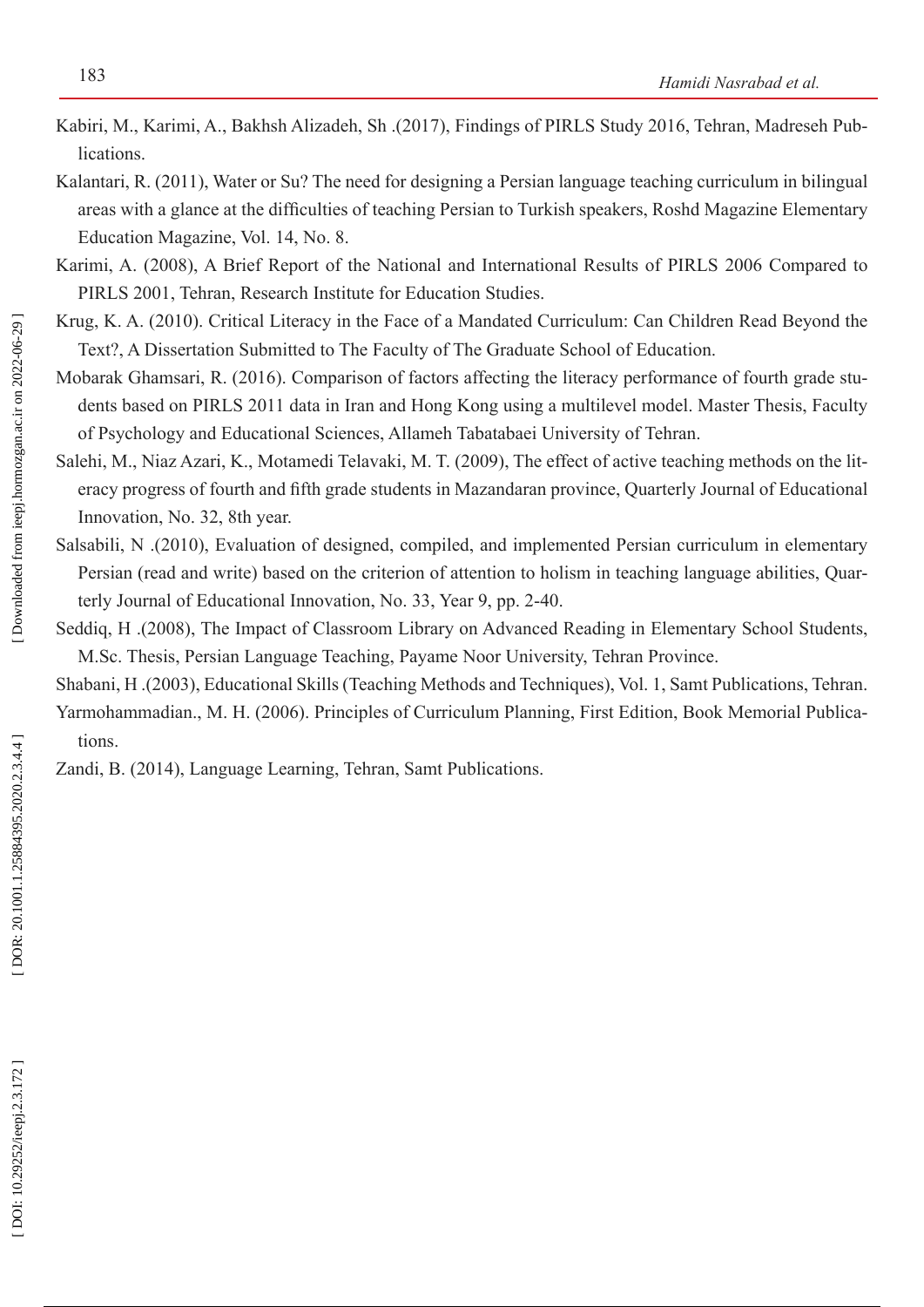Kabiri, M., Karimi, A., Bakhsh Alizadeh, Sh .(2017), Findings of PIRLS Study 2016, Tehran, Madreseh Publications.

Kalantari, R. (2011), Water or Su? The need for designing a Persian language teaching curriculum in bilingual areas with a glance at the difficulties of teaching Persian to Turkish speakers, Roshd Magazine Elementary Education Magazine, Vol. 14, No. 8.

Karimi, A. (2008), A Brief Report of the National and International Results of PIRLS 2006 Compared to PIRLS 2001, Tehran, Research Institute for Education Studies.

Krug, K. A. (2010). Critical Literacy in the Face of a Mandated Curriculum: Can Children Read Beyond the Text?, A Dissertation Submitted to The Faculty of The Graduate School of Education.

Mobarak Ghamsari, R. (2016). Comparison of factors affecting the literacy performance of fourth grade students based on PIRLS 2011 data in Iran and Hong Kong using a multilevel model. Master Thesis, Faculty of Psychology and Educational Sciences, Allameh Tabatabaei University of Tehran.

Salehi, M., Niaz Azari, K., Motamedi Telavaki, M. T. (2009), The effect of active teaching methods on the literacy progress of fourth and fifth grade students in Mazandaran province, Quarterly Journal of Educational Innovation, No. 32, 8th year.

Salsabili, N .(2010), Evaluation of designed, compiled, and implemented Persian curriculum in elementary Persian (read and write) based on the criterion of attention to holism in teaching language abilities, Quarterly Journal of Educational Innovation, No. 33, Year 9, pp. 2-40.

Seddiq, H .(2008), The Impact of Classroom Library on Advanced Reading in Elementary School Students, M.Sc. Thesis, Persian Language Teaching, Payame Noor University, Tehran Province.

Shabani, H .(2003), Educational Skills (Teaching Methods and Techniques), Vol. 1, Samt Publications, Tehran.

Yarmohammadian., M. H. (2006). Principles of Curriculum Planning, First Edition, Book Memorial Publications.

Zandi, B. (2014), Language Learning, Tehran, Samt Publications.